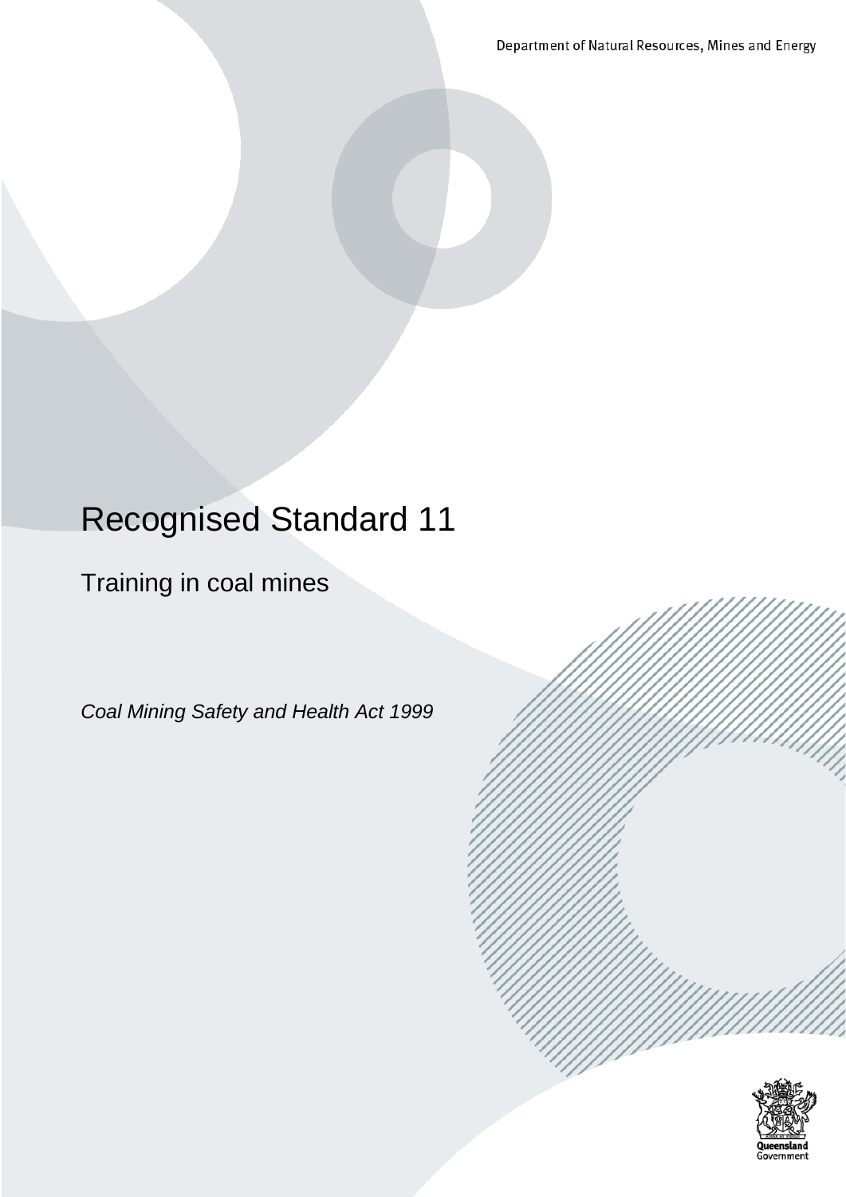Department of Natural Resources, Mines and Energy

# Recognised Standard 11

## Training in coal mines

*Coal Mining Safety and Health Act 1999*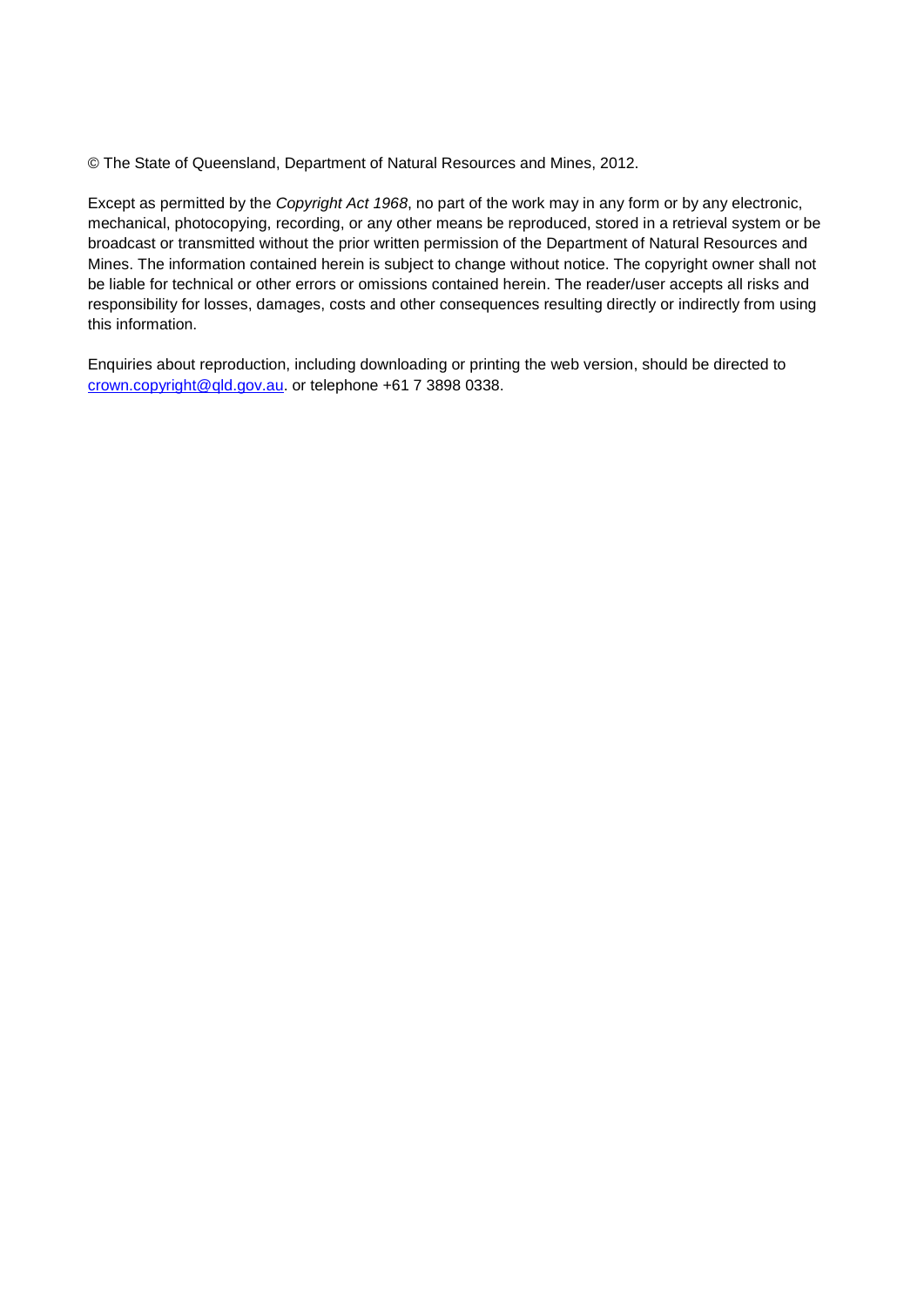© The State of Queensland, Department of Natural Resources and Mines, 2012.

Except as permitted by the *Copyright Act 1968*, no part of the work may in any form or by any electronic, mechanical, photocopying, recording, or any other means be reproduced, stored in a retrieval system or be broadcast or transmitted without the prior written permission of the Department of Natural Resources and Mines. The information contained herein is subject to change without notice. The copyright owner shall not be liable for technical or other errors or omissions contained herein. The reader/user accepts all risks and responsibility for losses, damages, costs and other consequences resulting directly or indirectly from using this information.

Enquiries about reproduction, including downloading or printing the web version, should be directed to [crown.copyright@qld.gov.au](mailto:crown.copyright@qld.gov.au). or telephone +61 7 3898 0338.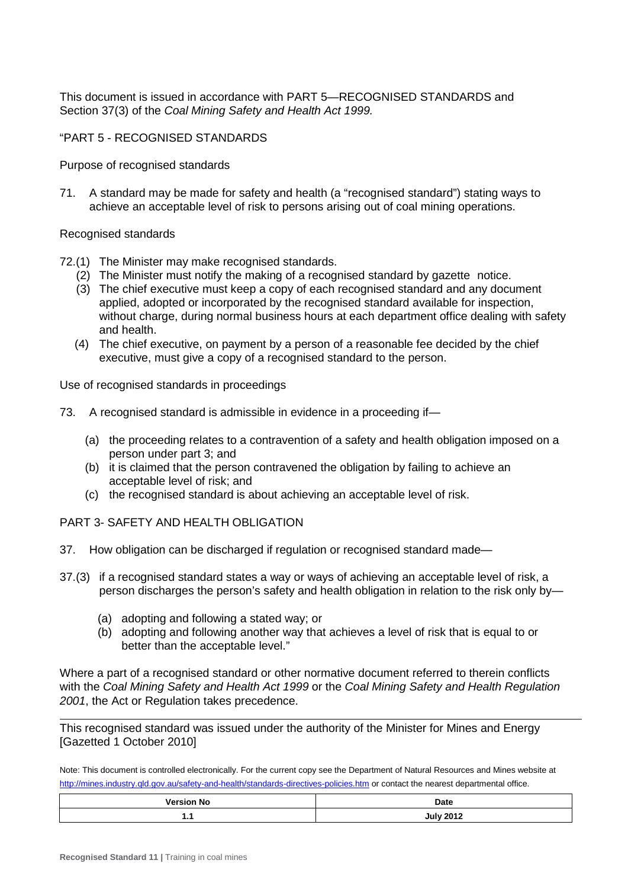This document is issued in accordance with PART 5—RECOGNISED STANDARDS and Section 37(3) of the *Coal Mining Safety and Health Act 1999.*

"PART 5 - RECOGNISED STANDARDS

Purpose of recognised standards

71. A standard may be made for safety and health (a "recognised standard") stating ways to achieve an acceptable level of risk to persons arising out of coal mining operations.

Recognised standards

72.(1) The Minister may make recognised standards.

(2) The Minister must notify the making of a recognised standard by gazette notice.

(3) The chief executive must keep a copy of each recognised standard and any document applied, adopted or incorporated by the recognised standard available for inspection, without charge, during normal business hours at each department office dealing with safety and health.

(4) The chief executive, on payment by a person of a reasonable fee decided by the chief executive, must give a copy of a recognised standard to the person.

Use of recognised standards in proceedings

73. A recognised standard is admissible in evidence in a proceeding if—

(a) the proceeding relates to a contravention of a safety and health obligation imposed on a person under part 3; and
(b) it is claimed that the person contravened the obligation by failing to achieve an acceptable level of risk; and
(c) the recognised standard is about achieving an acceptable level of risk.

PART 3- SAFETY AND HEALTH OBLIGATION

37. How obligation can be discharged if regulation or recognised standard made—

37.(3) if a recognised standard states a way or ways of achieving an acceptable level of risk, a person discharges the person's safety and health obligation in relation to the risk only by—

(a) adopting and following a stated way; or
(b) adopting and following another way that achieves a level of risk that is equal to or better than the acceptable level."

Where a part of a recognised standard or other normative document referred to therein conflicts with the *Coal Mining Safety and Health Act 1999* or the *Coal Mining Safety and Health Regulation 2001*, the Act or Regulation takes precedence.

---

This recognised standard was issued under the authority of the Minister for Mines and Energy [Gazetted 1 October 2010]

Note: This document is controlled electronically. For the current copy see the Department of Natural Resources and Mines website at http://mines.industry.qld.gov.au/safety-and-health/standards-directives-policies.htm or contact the nearest departmental office.

| Version No | Date |
|---|---|
| 1.1 | July 2012 |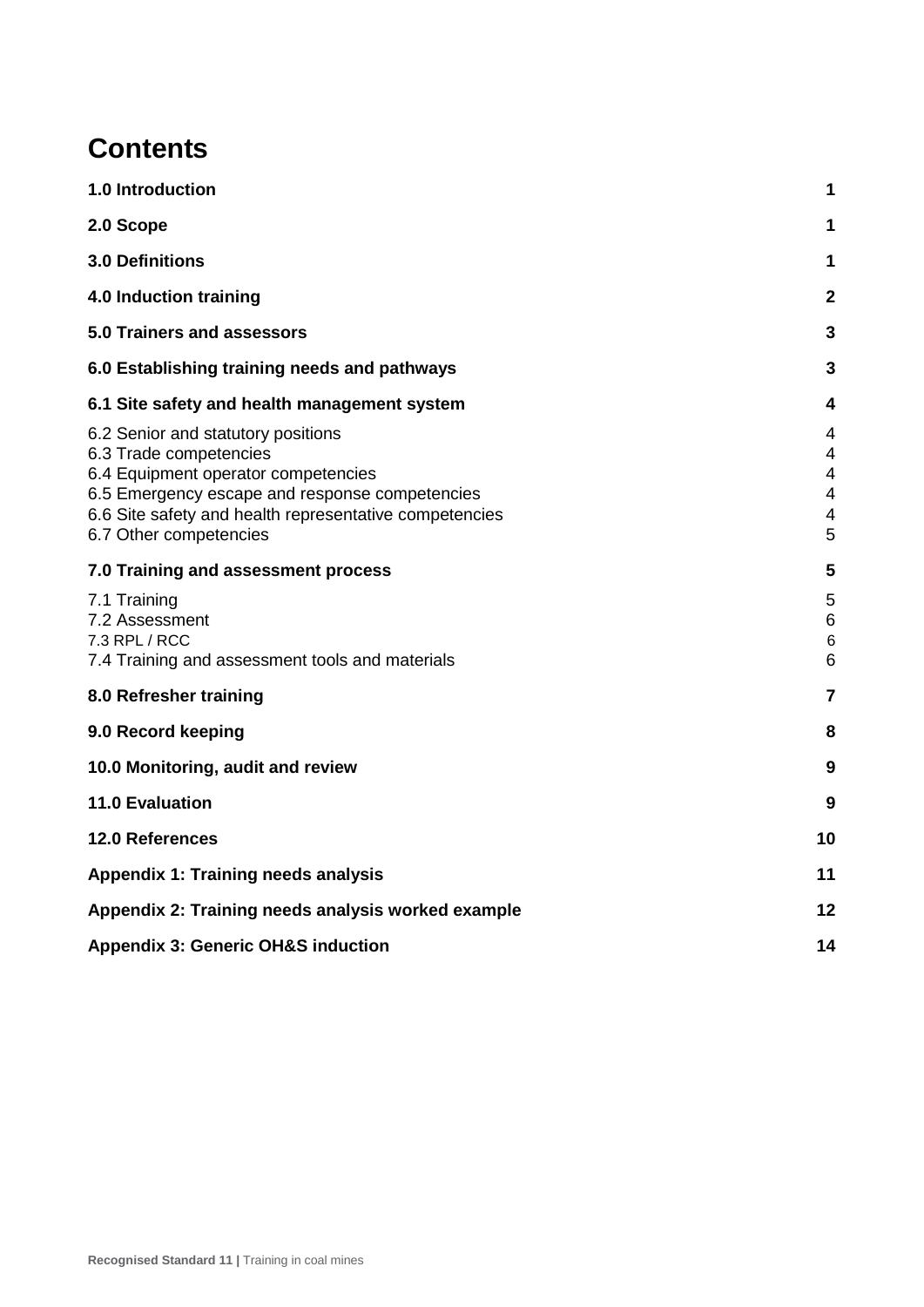# Contents

| | |
|---|---|
| **1.0 Introduction** | **1** |
| **2.0 Scope** | **1** |
| **3.0 Definitions** | **1** |
| **4.0 Induction training** | **2** |
| **5.0 Trainers and assessors** | **3** |
| **6.0 Establishing training needs and pathways** | **3** |
| **6.1 Site safety and health management system** | **4** |
| 6.2 Senior and statutory positions | 4 |
| 6.3 Trade competencies | 4 |
| 6.4 Equipment operator competencies | 4 |
| 6.5 Emergency escape and response competencies | 4 |
| 6.6 Site safety and health representative competencies | 4 |
| 6.7 Other competencies | 5 |
| **7.0 Training and assessment process** | **5** |
| 7.1 Training | 5 |
| 7.2 Assessment | 6 |
| 7.3 RPL / RCC | 6 |
| 7.4 Training and assessment tools and materials | 6 |
| **8.0 Refresher training** | **7** |
| **9.0 Record keeping** | **8** |
| **10.0 Monitoring, audit and review** | **9** |
| **11.0 Evaluation** | **9** |
| **12.0 References** | **10** |
| **Appendix 1: Training needs analysis** | **11** |
| **Appendix 2: Training needs analysis worked example** | **12** |
| **Appendix 3: Generic OH&S induction** | **14** |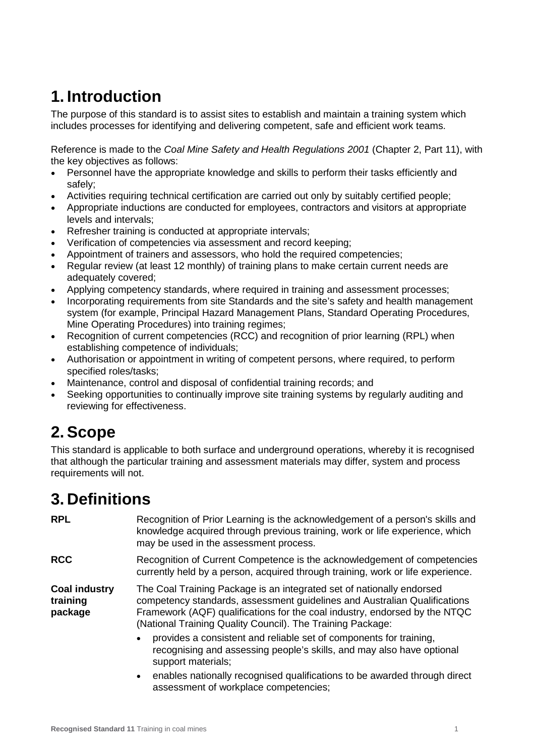# 1. Introduction

The purpose of this standard is to assist sites to establish and maintain a training system which includes processes for identifying and delivering competent, safe and efficient work teams.

Reference is made to the *Coal Mine Safety and Health Regulations 2001* (Chapter 2, Part 11), with the key objectives as follows:

- Personnel have the appropriate knowledge and skills to perform their tasks efficiently and safely;
- Activities requiring technical certification are carried out only by suitably certified people;
- Appropriate inductions are conducted for employees, contractors and visitors at appropriate levels and intervals;
- Refresher training is conducted at appropriate intervals;
- Verification of competencies via assessment and record keeping;
- Appointment of trainers and assessors, who hold the required competencies;
- Regular review (at least 12 monthly) of training plans to make certain current needs are adequately covered;
- Applying competency standards, where required in training and assessment processes;
- Incorporating requirements from site Standards and the site's safety and health management system (for example, Principal Hazard Management Plans, Standard Operating Procedures, Mine Operating Procedures) into training regimes;
- Recognition of current competencies (RCC) and recognition of prior learning (RPL) when establishing competence of individuals;
- Authorisation or appointment in writing of competent persons, where required, to perform specified roles/tasks;
- Maintenance, control and disposal of confidential training records; and
- Seeking opportunities to continually improve site training systems by regularly auditing and reviewing for effectiveness.

# 2. Scope

This standard is applicable to both surface and underground operations, whereby it is recognised that although the particular training and assessment materials may differ, system and process requirements will not.

# 3. Definitions

**RPL** — Recognition of Prior Learning is the acknowledgement of a person's skills and knowledge acquired through previous training, work or life experience, which may be used in the assessment process.

**RCC** — Recognition of Current Competence is the acknowledgement of competencies currently held by a person, acquired through training, work or life experience.

**Coal industry training package** — The Coal Training Package is an integrated set of nationally endorsed competency standards, assessment guidelines and Australian Qualifications Framework (AQF) qualifications for the coal industry, endorsed by the NTQC (National Training Quality Council). The Training Package:

- provides a consistent and reliable set of components for training, recognising and assessing people's skills, and may also have optional support materials;
- enables nationally recognised qualifications to be awarded through direct assessment of workplace competencies;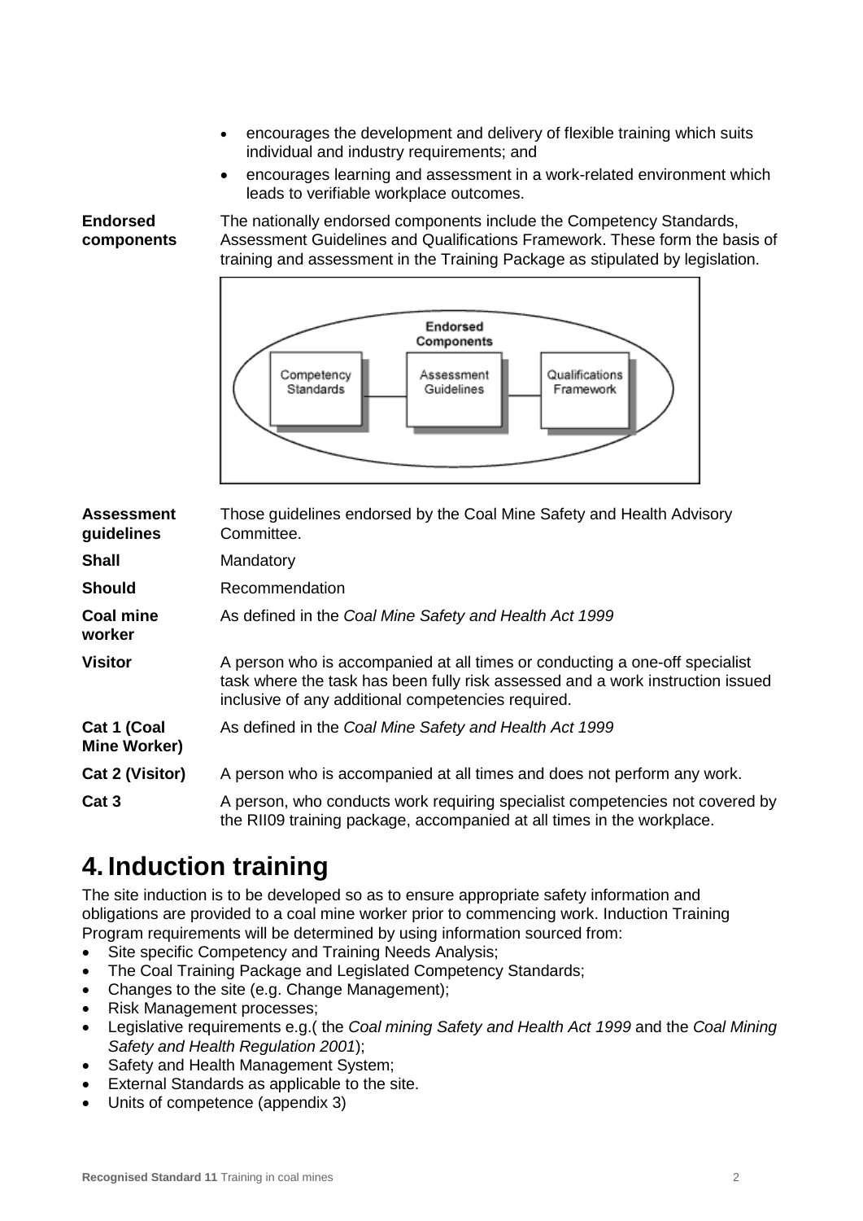- encourages the development and delivery of flexible training which suits individual and industry requirements; and
- encourages learning and assessment in a work-related environment which leads to verifiable workplace outcomes.

| | |
|---|---|
| **Endorsed components** | The nationally endorsed components include the Competency Standards, Assessment Guidelines and Qualifications Framework. These form the basis of training and assessment in the Training Package as stipulated by legislation. |

Endorsed Components

Competency Standards — Assessment Guidelines — Qualifications Framework

| | |
|---|---|
| **Assessment guidelines** | Those guidelines endorsed by the Coal Mine Safety and Health Advisory Committee. |
| **Shall** | Mandatory |
| **Should** | Recommendation |
| **Coal mine worker** | As defined in the *Coal Mine Safety and Health Act 1999* |
| **Visitor** | A person who is accompanied at all times or conducting a one-off specialist task where the task has been fully risk assessed and a work instruction issued inclusive of any additional competencies required. |
| **Cat 1 (Coal Mine Worker)** | As defined in the *Coal Mine Safety and Health Act 1999* |
| **Cat 2 (Visitor)** | A person who is accompanied at all times and does not perform any work. |
| **Cat 3** | A person, who conducts work requiring specialist competencies not covered by the RII09 training package, accompanied at all times in the workplace. |

# 4. Induction training

The site induction is to be developed so as to ensure appropriate safety information and obligations are provided to a coal mine worker prior to commencing work. Induction Training Program requirements will be determined by using information sourced from:

- Site specific Competency and Training Needs Analysis;
- The Coal Training Package and Legislated Competency Standards;
- Changes to the site (e.g. Change Management);
- Risk Management processes;
- Legislative requirements e.g.( the *Coal mining Safety and Health Act 1999* and the *Coal Mining Safety and Health Regulation 2001*);
- Safety and Health Management System;
- External Standards as applicable to the site.
- Units of competence (appendix 3)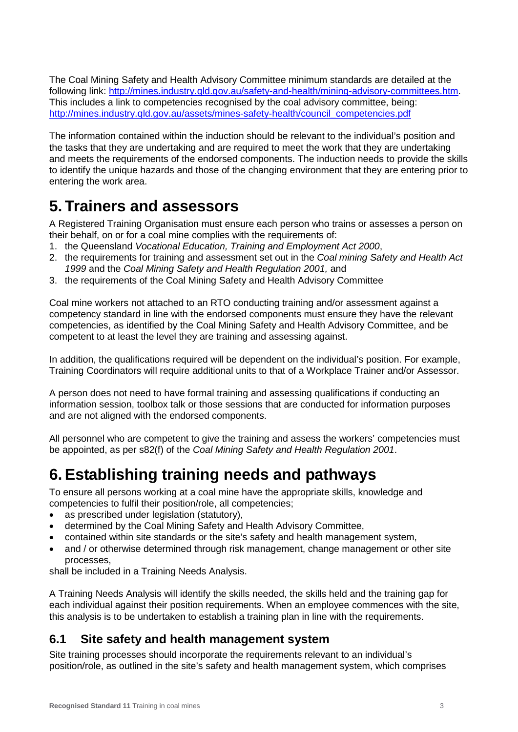The Coal Mining Safety and Health Advisory Committee minimum standards are detailed at the following link: [http://mines.industry.qld.gov.au/safety-and-health/mining-advisory-committees.htm](http://mines.industry.qld.gov.au/safety-and-health/mining-advisory-committees.htm). This includes a link to competencies recognised by the coal advisory committee, being: [http://mines.industry.qld.gov.au/assets/mines-safety-health/council_competencies.pdf](http://mines.industry.qld.gov.au/assets/mines-safety-health/council_competencies.pdf)

The information contained within the induction should be relevant to the individual's position and the tasks that they are undertaking and are required to meet the work that they are undertaking and meets the requirements of the endorsed components. The induction needs to provide the skills to identify the unique hazards and those of the changing environment that they are entering prior to entering the work area.

# 5. Trainers and assessors

A Registered Training Organisation must ensure each person who trains or assesses a person on their behalf, on or for a coal mine complies with the requirements of:

1. the Queensland *Vocational Education, Training and Employment Act 2000*,
2. the requirements for training and assessment set out in the *Coal mining Safety and Health Act 1999* and the *Coal Mining Safety and Health Regulation 2001,* and
3. the requirements of the Coal Mining Safety and Health Advisory Committee

Coal mine workers not attached to an RTO conducting training and/or assessment against a competency standard in line with the endorsed components must ensure they have the relevant competencies, as identified by the Coal Mining Safety and Health Advisory Committee, and be competent to at least the level they are training and assessing against.

In addition, the qualifications required will be dependent on the individual's position. For example, Training Coordinators will require additional units to that of a Workplace Trainer and/or Assessor.

A person does not need to have formal training and assessing qualifications if conducting an information session, toolbox talk or those sessions that are conducted for information purposes and are not aligned with the endorsed components.

All personnel who are competent to give the training and assess the workers' competencies must be appointed, as per s82(f) of the *Coal Mining Safety and Health Regulation 2001*.

# 6. Establishing training needs and pathways

To ensure all persons working at a coal mine have the appropriate skills, knowledge and competencies to fulfil their position/role, all competencies;

- as prescribed under legislation (statutory),
- determined by the Coal Mining Safety and Health Advisory Committee,
- contained within site standards or the site's safety and health management system,
- and / or otherwise determined through risk management, change management or other site processes,

shall be included in a Training Needs Analysis.

A Training Needs Analysis will identify the skills needed, the skills held and the training gap for each individual against their position requirements. When an employee commences with the site, this analysis is to be undertaken to establish a training plan in line with the requirements.

## 6.1 Site safety and health management system

Site training processes should incorporate the requirements relevant to an individual's position/role, as outlined in the site's safety and health management system, which comprises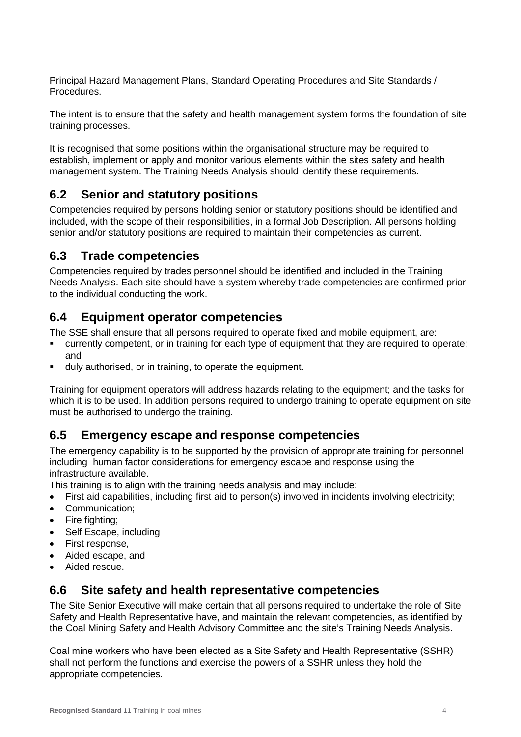Principal Hazard Management Plans, Standard Operating Procedures and Site Standards / Procedures.

The intent is to ensure that the safety and health management system forms the foundation of site training processes.

It is recognised that some positions within the organisational structure may be required to establish, implement or apply and monitor various elements within the sites safety and health management system. The Training Needs Analysis should identify these requirements.

## 6.2 Senior and statutory positions

Competencies required by persons holding senior or statutory positions should be identified and included, with the scope of their responsibilities, in a formal Job Description. All persons holding senior and/or statutory positions are required to maintain their competencies as current.

## 6.3 Trade competencies

Competencies required by trades personnel should be identified and included in the Training Needs Analysis. Each site should have a system whereby trade competencies are confirmed prior to the individual conducting the work.

## 6.4 Equipment operator competencies

The SSE shall ensure that all persons required to operate fixed and mobile equipment, are:

- currently competent, or in training for each type of equipment that they are required to operate; and
- duly authorised, or in training, to operate the equipment.

Training for equipment operators will address hazards relating to the equipment; and the tasks for which it is to be used. In addition persons required to undergo training to operate equipment on site must be authorised to undergo the training.

## 6.5 Emergency escape and response competencies

The emergency capability is to be supported by the provision of appropriate training for personnel including human factor considerations for emergency escape and response using the infrastructure available.

This training is to align with the training needs analysis and may include:

- First aid capabilities, including first aid to person(s) involved in incidents involving electricity;
- Communication;
- Fire fighting;
- Self Escape, including
- First response,
- Aided escape, and
- Aided rescue.

## 6.6 Site safety and health representative competencies

The Site Senior Executive will make certain that all persons required to undertake the role of Site Safety and Health Representative have, and maintain the relevant competencies, as identified by the Coal Mining Safety and Health Advisory Committee and the site's Training Needs Analysis.

Coal mine workers who have been elected as a Site Safety and Health Representative (SSHR) shall not perform the functions and exercise the powers of a SSHR unless they hold the appropriate competencies.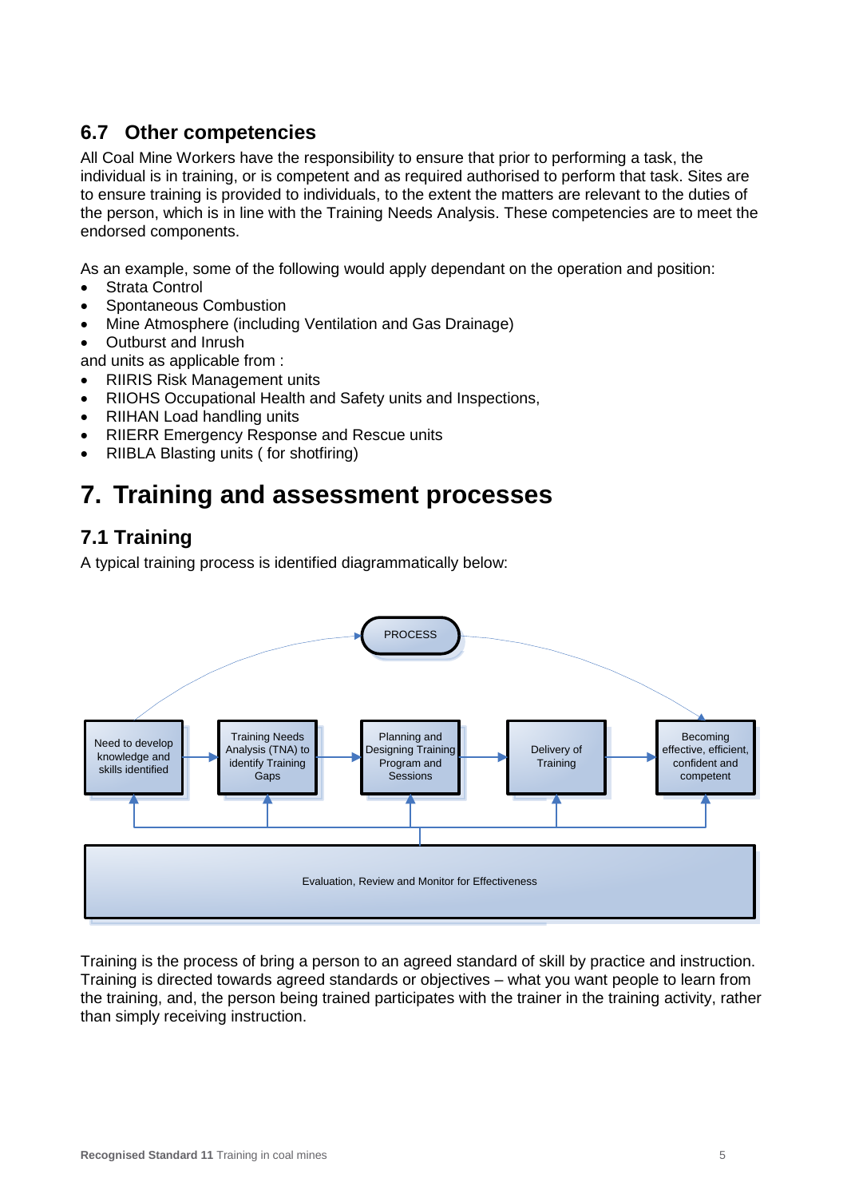## 6.7 Other competencies

All Coal Mine Workers have the responsibility to ensure that prior to performing a task, the individual is in training, or is competent and as required authorised to perform that task. Sites are to ensure training is provided to individuals, to the extent the matters are relevant to the duties of the person, which is in line with the Training Needs Analysis. These competencies are to meet the endorsed components.

As an example, some of the following would apply dependant on the operation and position:

- Strata Control
- Spontaneous Combustion
- Mine Atmosphere (including Ventilation and Gas Drainage)
- Outburst and Inrush

and units as applicable from :

- RIIRIS Risk Management units
- RIIOHS Occupational Health and Safety units and Inspections,
- RIIHAN Load handling units
- RIIERR Emergency Response and Rescue units
- RIIBLA Blasting units ( for shotfiring)

# 7. Training and assessment processes

## 7.1 Training

A typical training process is identified diagrammatically below:

PROCESS

Need to develop knowledge and skills identified → Training Needs Analysis (TNA) to identify Training Gaps → Planning and Designing Training Program and Sessions → Delivery of Training → Becoming effective, efficient, confident and competent

Evaluation, Review and Monitor for Effectiveness

Training is the process of bring a person to an agreed standard of skill by practice and instruction. Training is directed towards agreed standards or objectives – what you want people to learn from the training, and, the person being trained participates with the trainer in the training activity, rather than simply receiving instruction.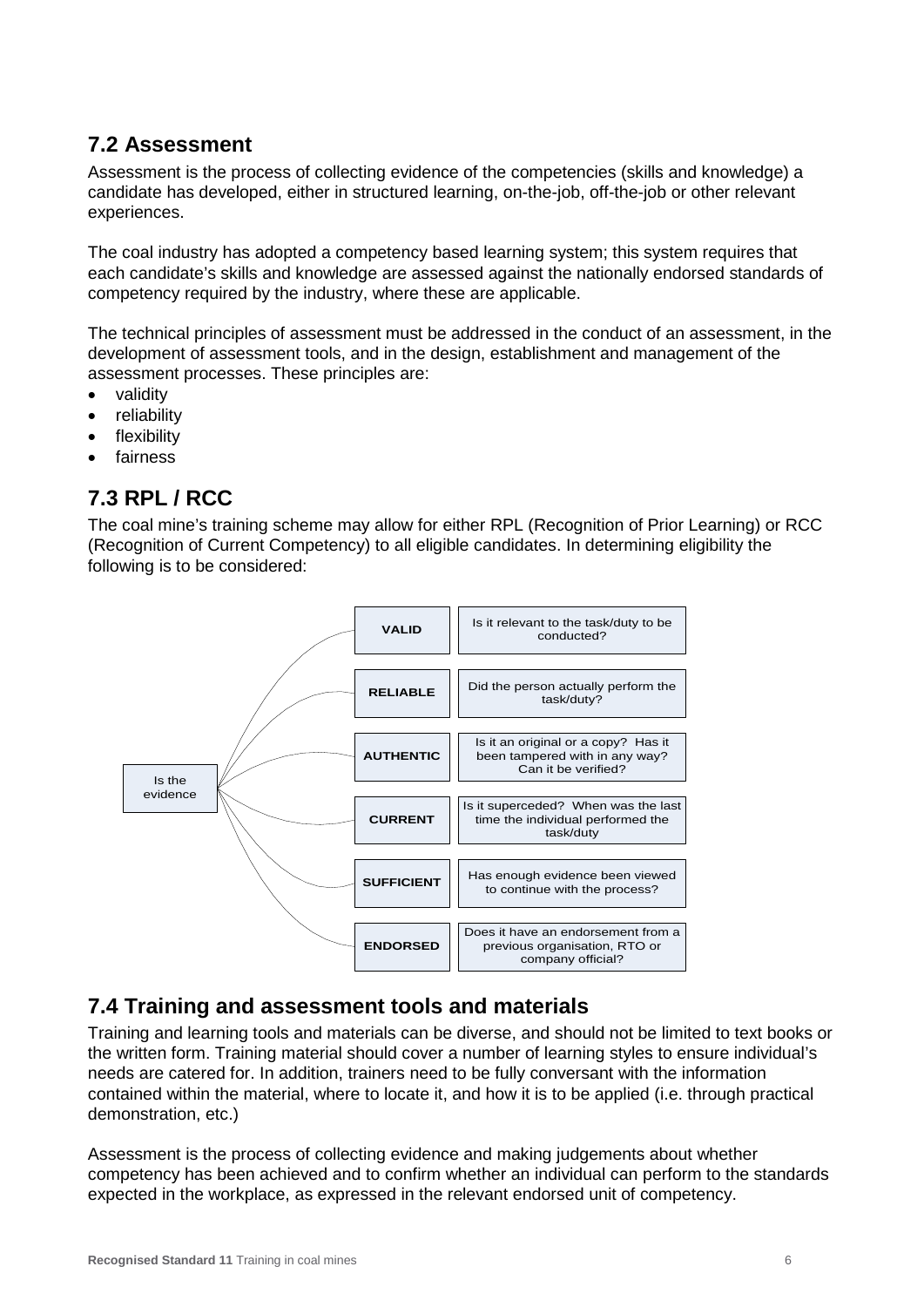## 7.2 Assessment

Assessment is the process of collecting evidence of the competencies (skills and knowledge) a candidate has developed, either in structured learning, on-the-job, off-the-job or other relevant experiences.

The coal industry has adopted a competency based learning system; this system requires that each candidate's skills and knowledge are assessed against the nationally endorsed standards of competency required by the industry, where these are applicable.

The technical principles of assessment must be addressed in the conduct of an assessment, in the development of assessment tools, and in the design, establishment and management of the assessment processes. These principles are:

- validity
- reliability
- flexibility
- fairness

## 7.3 RPL / RCC

The coal mine's training scheme may allow for either RPL (Recognition of Prior Learning) or RCC (Recognition of Current Competency) to all eligible candidates. In determining eligibility the following is to be considered:

Is the evidence

| | |
|---|---|
| **VALID** | Is it relevant to the task/duty to be conducted? |
| **RELIABLE** | Did the person actually perform the task/duty? |
| **AUTHENTIC** | Is it an original or a copy? Has it been tampered with in any way? Can it be verified? |
| **CURRENT** | Is it superceded? When was the last time the individual performed the task/duty |
| **SUFFICIENT** | Has enough evidence been viewed to continue with the process? |
| **ENDORSED** | Does it have an endorsement from a previous organisation, RTO or company official? |

## 7.4 Training and assessment tools and materials

Training and learning tools and materials can be diverse, and should not be limited to text books or the written form. Training material should cover a number of learning styles to ensure individual's needs are catered for. In addition, trainers need to be fully conversant with the information contained within the material, where to locate it, and how it is to be applied (i.e. through practical demonstration, etc.)

Assessment is the process of collecting evidence and making judgements about whether competency has been achieved and to confirm whether an individual can perform to the standards expected in the workplace, as expressed in the relevant endorsed unit of competency.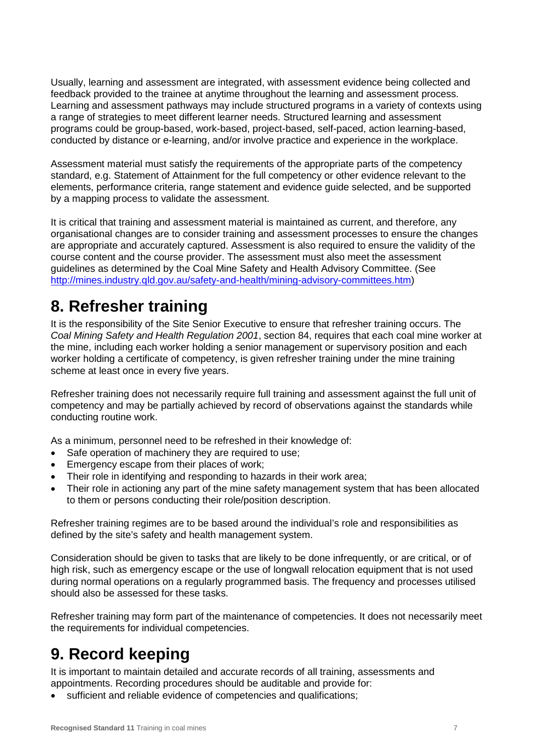Usually, learning and assessment are integrated, with assessment evidence being collected and feedback provided to the trainee at anytime throughout the learning and assessment process. Learning and assessment pathways may include structured programs in a variety of contexts using a range of strategies to meet different learner needs. Structured learning and assessment programs could be group-based, work-based, project-based, self-paced, action learning-based, conducted by distance or e-learning, and/or involve practice and experience in the workplace.

Assessment material must satisfy the requirements of the appropriate parts of the competency standard, e.g. Statement of Attainment for the full competency or other evidence relevant to the elements, performance criteria, range statement and evidence guide selected, and be supported by a mapping process to validate the assessment.

It is critical that training and assessment material is maintained as current, and therefore, any organisational changes are to consider training and assessment processes to ensure the changes are appropriate and accurately captured. Assessment is also required to ensure the validity of the course content and the course provider. The assessment must also meet the assessment guidelines as determined by the Coal Mine Safety and Health Advisory Committee. (See [http://mines.industry.qld.gov.au/safety-and-health/mining-advisory-committees.htm](http://mines.industry.qld.gov.au/safety-and-health/mining-advisory-committees.htm))

# 8. Refresher training

It is the responsibility of the Site Senior Executive to ensure that refresher training occurs. The *Coal Mining Safety and Health Regulation 2001*, section 84, requires that each coal mine worker at the mine, including each worker holding a senior management or supervisory position and each worker holding a certificate of competency, is given refresher training under the mine training scheme at least once in every five years.

Refresher training does not necessarily require full training and assessment against the full unit of competency and may be partially achieved by record of observations against the standards while conducting routine work.

As a minimum, personnel need to be refreshed in their knowledge of:

- Safe operation of machinery they are required to use;
- Emergency escape from their places of work;
- Their role in identifying and responding to hazards in their work area;
- Their role in actioning any part of the mine safety management system that has been allocated to them or persons conducting their role/position description.

Refresher training regimes are to be based around the individual's role and responsibilities as defined by the site's safety and health management system.

Consideration should be given to tasks that are likely to be done infrequently, or are critical, or of high risk, such as emergency escape or the use of longwall relocation equipment that is not used during normal operations on a regularly programmed basis. The frequency and processes utilised should also be assessed for these tasks.

Refresher training may form part of the maintenance of competencies. It does not necessarily meet the requirements for individual competencies.

# 9. Record keeping

It is important to maintain detailed and accurate records of all training, assessments and appointments. Recording procedures should be auditable and provide for:

- sufficient and reliable evidence of competencies and qualifications;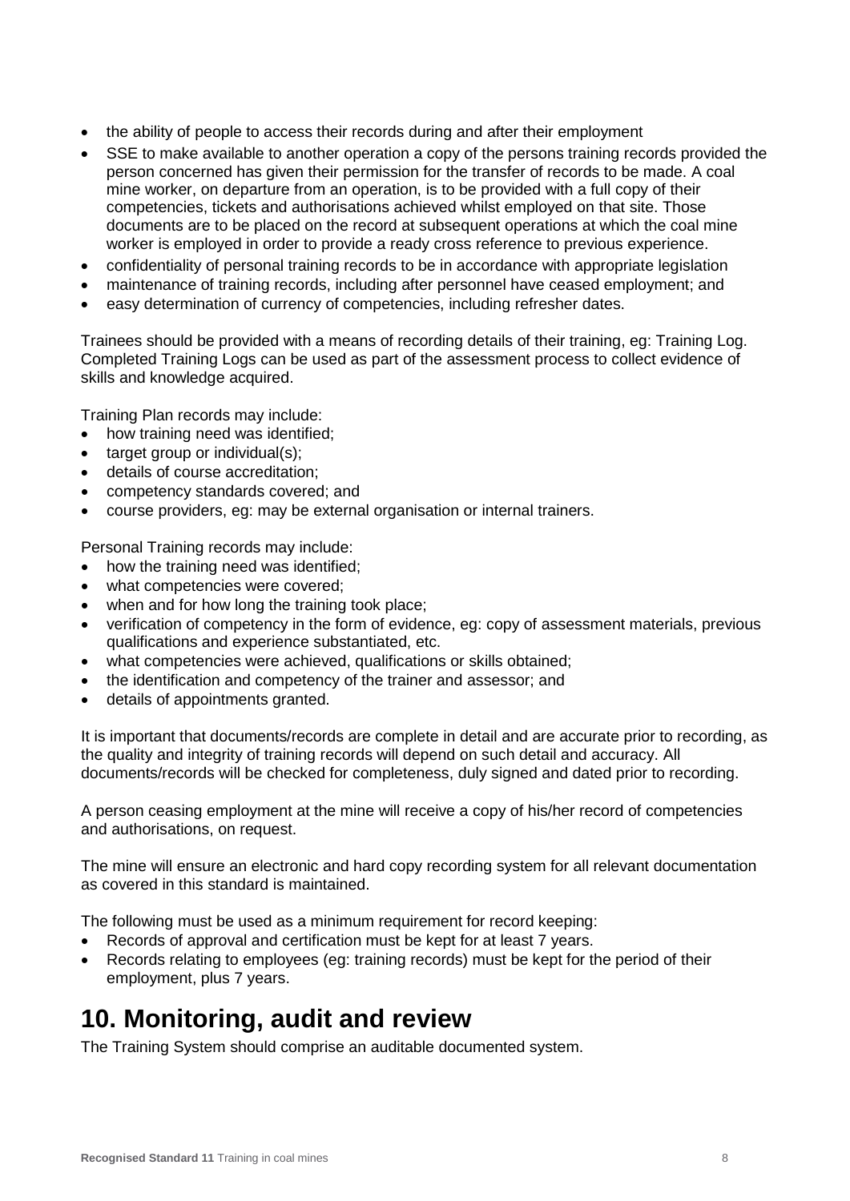- the ability of people to access their records during and after their employment
- SSE to make available to another operation a copy of the persons training records provided the person concerned has given their permission for the transfer of records to be made. A coal mine worker, on departure from an operation, is to be provided with a full copy of their competencies, tickets and authorisations achieved whilst employed on that site. Those documents are to be placed on the record at subsequent operations at which the coal mine worker is employed in order to provide a ready cross reference to previous experience.
- confidentiality of personal training records to be in accordance with appropriate legislation
- maintenance of training records, including after personnel have ceased employment; and
- easy determination of currency of competencies, including refresher dates.

Trainees should be provided with a means of recording details of their training, eg: Training Log. Completed Training Logs can be used as part of the assessment process to collect evidence of skills and knowledge acquired.

Training Plan records may include:

- how training need was identified;
- target group or individual(s);
- details of course accreditation;
- competency standards covered; and
- course providers, eg: may be external organisation or internal trainers.

Personal Training records may include:

- how the training need was identified;
- what competencies were covered;
- when and for how long the training took place;
- verification of competency in the form of evidence, eg: copy of assessment materials, previous qualifications and experience substantiated, etc.
- what competencies were achieved, qualifications or skills obtained;
- the identification and competency of the trainer and assessor; and
- details of appointments granted.

It is important that documents/records are complete in detail and are accurate prior to recording, as the quality and integrity of training records will depend on such detail and accuracy. All documents/records will be checked for completeness, duly signed and dated prior to recording.

A person ceasing employment at the mine will receive a copy of his/her record of competencies and authorisations, on request.

The mine will ensure an electronic and hard copy recording system for all relevant documentation as covered in this standard is maintained.

The following must be used as a minimum requirement for record keeping:

- Records of approval and certification must be kept for at least 7 years.
- Records relating to employees (eg: training records) must be kept for the period of their employment, plus 7 years.

# 10. Monitoring, audit and review

The Training System should comprise an auditable documented system.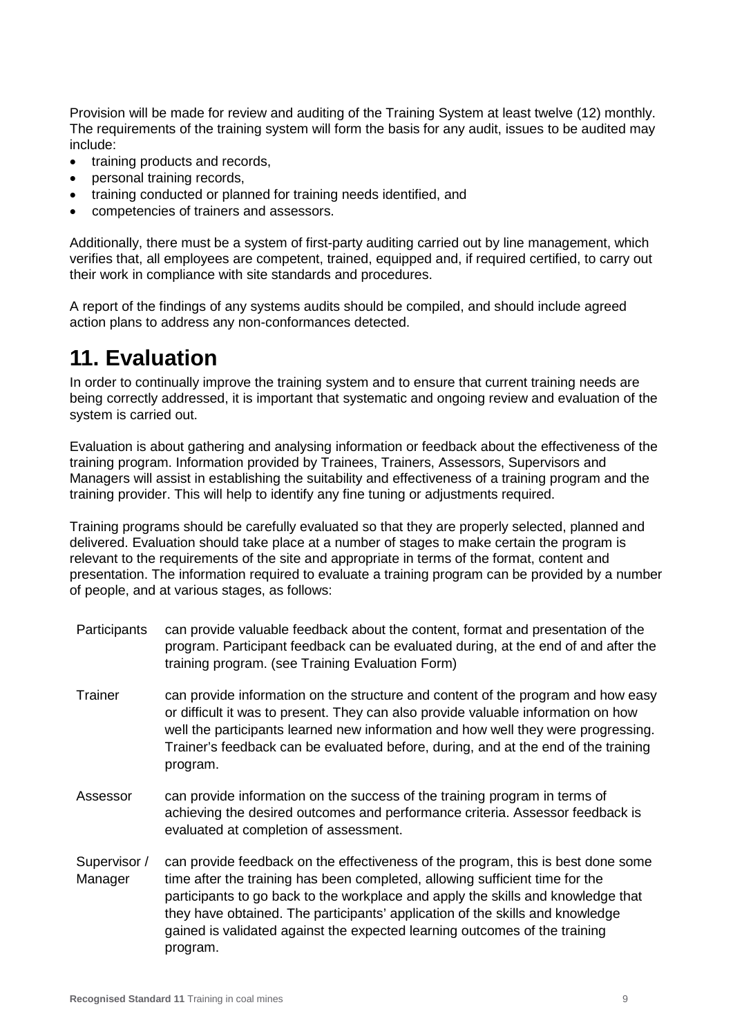Provision will be made for review and auditing of the Training System at least twelve (12) monthly. The requirements of the training system will form the basis for any audit, issues to be audited may include:

- training products and records,
- personal training records,
- training conducted or planned for training needs identified, and
- competencies of trainers and assessors.

Additionally, there must be a system of first-party auditing carried out by line management, which verifies that, all employees are competent, trained, equipped and, if required certified, to carry out their work in compliance with site standards and procedures.

A report of the findings of any systems audits should be compiled, and should include agreed action plans to address any non-conformances detected.

# 11. Evaluation

In order to continually improve the training system and to ensure that current training needs are being correctly addressed, it is important that systematic and ongoing review and evaluation of the system is carried out.

Evaluation is about gathering and analysing information or feedback about the effectiveness of the training program. Information provided by Trainees, Trainers, Assessors, Supervisors and Managers will assist in establishing the suitability and effectiveness of a training program and the training provider. This will help to identify any fine tuning or adjustments required.

Training programs should be carefully evaluated so that they are properly selected, planned and delivered. Evaluation should take place at a number of stages to make certain the program is relevant to the requirements of the site and appropriate in terms of the format, content and presentation. The information required to evaluate a training program can be provided by a number of people, and at various stages, as follows:

| | |
|---|---|
| Participants | can provide valuable feedback about the content, format and presentation of the program. Participant feedback can be evaluated during, at the end of and after the training program. (see Training Evaluation Form) |
| Trainer | can provide information on the structure and content of the program and how easy or difficult it was to present. They can also provide valuable information on how well the participants learned new information and how well they were progressing. Trainer's feedback can be evaluated before, during, and at the end of the training program. |
| Assessor | can provide information on the success of the training program in terms of achieving the desired outcomes and performance criteria. Assessor feedback is evaluated at completion of assessment. |
| Supervisor / Manager | can provide feedback on the effectiveness of the program, this is best done some time after the training has been completed, allowing sufficient time for the participants to go back to the workplace and apply the skills and knowledge that they have obtained. The participants' application of the skills and knowledge gained is validated against the expected learning outcomes of the training program. |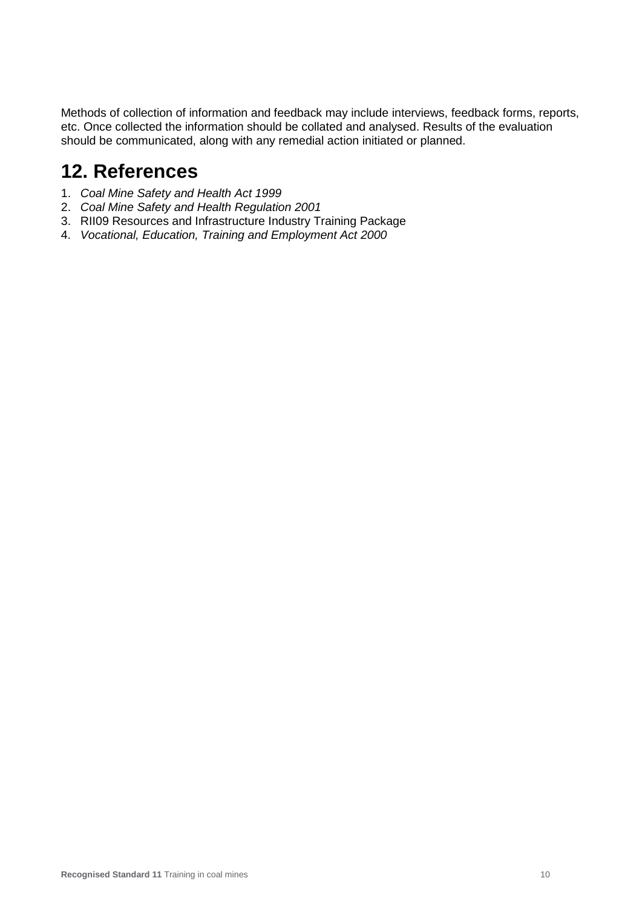Methods of collection of information and feedback may include interviews, feedback forms, reports, etc. Once collected the information should be collated and analysed. Results of the evaluation should be communicated, along with any remedial action initiated or planned.

## 12. References

1. *Coal Mine Safety and Health Act 1999*
2. *Coal Mine Safety and Health Regulation 2001*
3. RII09 Resources and Infrastructure Industry Training Package
4. *Vocational, Education, Training and Employment Act 2000*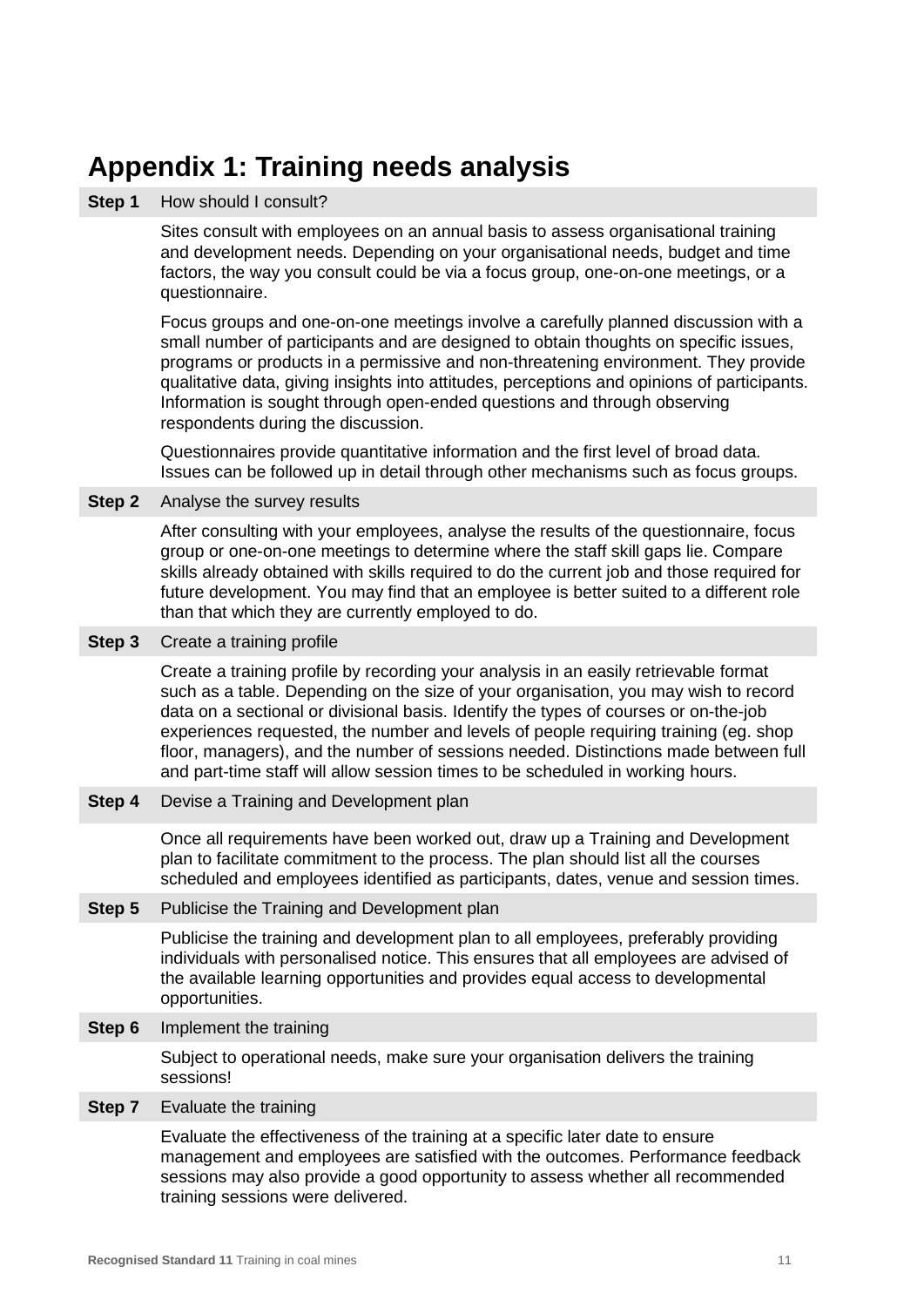# Appendix 1: Training needs analysis

**Step 1** How should I consult?

Sites consult with employees on an annual basis to assess organisational training and development needs. Depending on your organisational needs, budget and time factors, the way you consult could be via a focus group, one-on-one meetings, or a questionnaire.

Focus groups and one-on-one meetings involve a carefully planned discussion with a small number of participants and are designed to obtain thoughts on specific issues, programs or products in a permissive and non-threatening environment. They provide qualitative data, giving insights into attitudes, perceptions and opinions of participants. Information is sought through open-ended questions and through observing respondents during the discussion.

Questionnaires provide quantitative information and the first level of broad data. Issues can be followed up in detail through other mechanisms such as focus groups.

**Step 2** Analyse the survey results

After consulting with your employees, analyse the results of the questionnaire, focus group or one-on-one meetings to determine where the staff skill gaps lie. Compare skills already obtained with skills required to do the current job and those required for future development. You may find that an employee is better suited to a different role than that which they are currently employed to do.

**Step 3** Create a training profile

Create a training profile by recording your analysis in an easily retrievable format such as a table. Depending on the size of your organisation, you may wish to record data on a sectional or divisional basis. Identify the types of courses or on-the-job experiences requested, the number and levels of people requiring training (eg. shop floor, managers), and the number of sessions needed. Distinctions made between full and part-time staff will allow session times to be scheduled in working hours.

**Step 4** Devise a Training and Development plan

Once all requirements have been worked out, draw up a Training and Development plan to facilitate commitment to the process. The plan should list all the courses scheduled and employees identified as participants, dates, venue and session times.

**Step 5** Publicise the Training and Development plan

Publicise the training and development plan to all employees, preferably providing individuals with personalised notice. This ensures that all employees are advised of the available learning opportunities and provides equal access to developmental opportunities.

**Step 6** Implement the training

Subject to operational needs, make sure your organisation delivers the training sessions!

**Step 7** Evaluate the training

Evaluate the effectiveness of the training at a specific later date to ensure management and employees are satisfied with the outcomes. Performance feedback sessions may also provide a good opportunity to assess whether all recommended training sessions were delivered.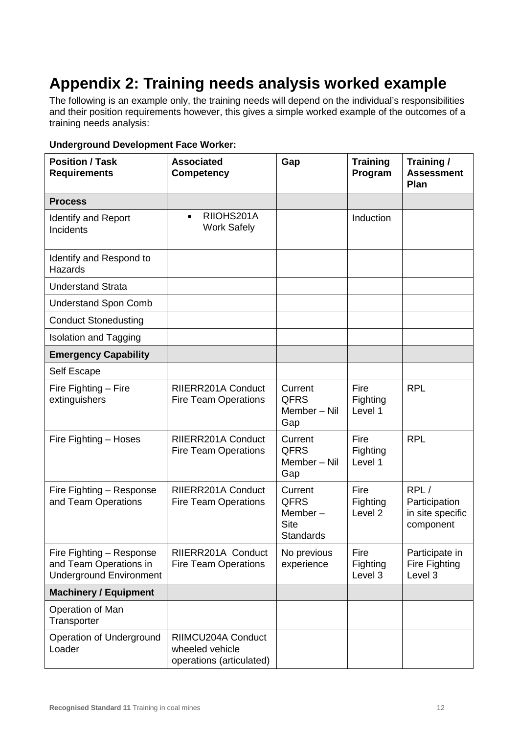# Appendix 2: Training needs analysis worked example

The following is an example only, the training needs will depend on the individual's responsibilities and their position requirements however, this gives a simple worked example of the outcomes of a training needs analysis:

**Underground Development Face Worker:**

| Position / Task Requirements | Associated Competency | Gap | Training Program | Training / Assessment Plan |
|---|---|---|---|---|
| **Process** | | | | |
| Identify and Report Incidents | • RIIOHS201A Work Safely | | Induction | |
| Identify and Respond to Hazards | | | | |
| Understand Strata | | | | |
| Understand Spon Comb | | | | |
| Conduct Stonedusting | | | | |
| Isolation and Tagging | | | | |
| **Emergency Capability** | | | | |
| Self Escape | | | | |
| Fire Fighting – Fire extinguishers | RIIERR201A Conduct Fire Team Operations | Current QFRS Member – Nil Gap | Fire Fighting Level 1 | RPL |
| Fire Fighting – Hoses | RIIERR201A Conduct Fire Team Operations | Current QFRS Member – Nil Gap | Fire Fighting Level 1 | RPL |
| Fire Fighting – Response and Team Operations | RIIERR201A Conduct Fire Team Operations | Current QFRS Member – Site Standards | Fire Fighting Level 2 | RPL / Participation in site specific component |
| Fire Fighting – Response and Team Operations in Underground Environment | RIIERR201A Conduct Fire Team Operations | No previous experience | Fire Fighting Level 3 | Participate in Fire Fighting Level 3 |
| **Machinery / Equipment** | | | | |
| Operation of Man Transporter | | | | |
| Operation of Underground Loader | RIIMCU204A Conduct wheeled vehicle operations (articulated) | | | |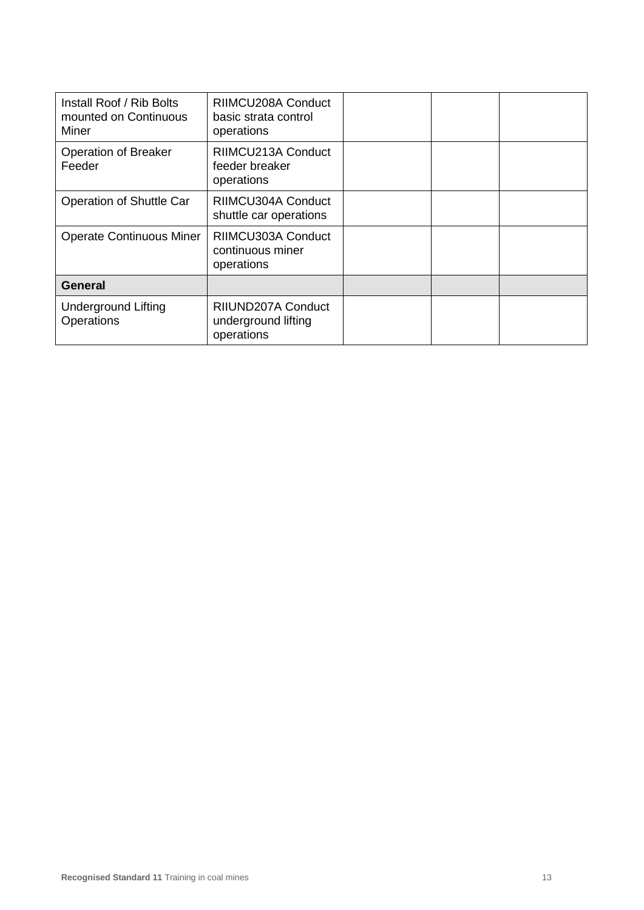| | | | | |
|---|---|---|---|---|
| Install Roof / Rib Bolts mounted on Continuous Miner | RIIMCU208A Conduct basic strata control operations | | | |
| Operation of Breaker Feeder | RIIMCU213A Conduct feeder breaker operations | | | |
| Operation of Shuttle Car | RIIMCU304A Conduct shuttle car operations | | | |
| Operate Continuous Miner | RIIMCU303A Conduct continuous miner operations | | | |
| **General** | | | | |
| Underground Lifting Operations | RIIUND207A Conduct underground lifting operations | | | |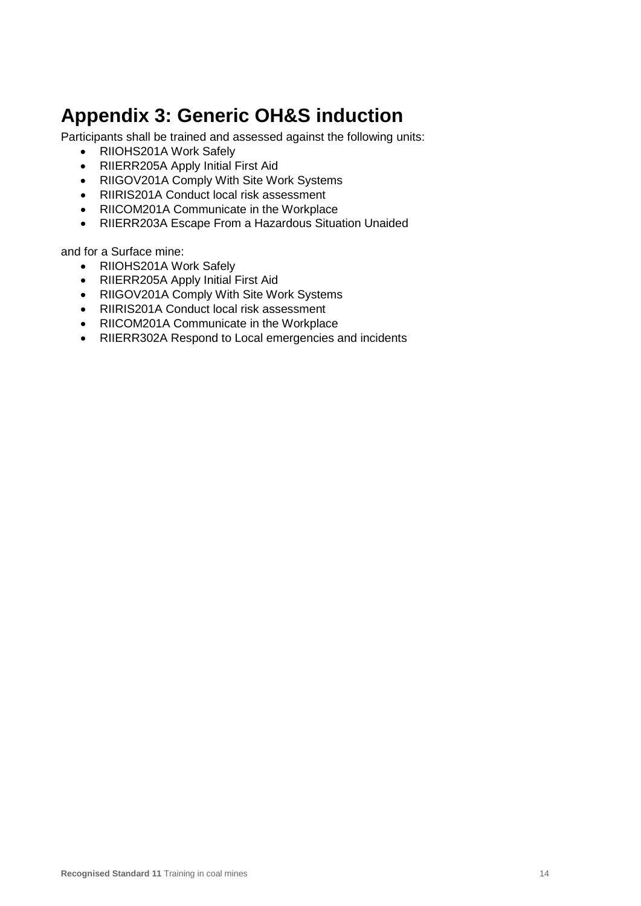# Appendix 3: Generic OH&S induction

Participants shall be trained and assessed against the following units:

- RIIOHS201A Work Safely
- RIIERR205A Apply Initial First Aid
- RIIGOV201A Comply With Site Work Systems
- RIIRIS201A Conduct local risk assessment
- RIICOM201A Communicate in the Workplace
- RIIERR203A Escape From a Hazardous Situation Unaided

and for a Surface mine:

- RIIOHS201A Work Safely
- RIIERR205A Apply Initial First Aid
- RIIGOV201A Comply With Site Work Systems
- RIIRIS201A Conduct local risk assessment
- RIICOM201A Communicate in the Workplace
- RIIERR302A Respond to Local emergencies and incidents